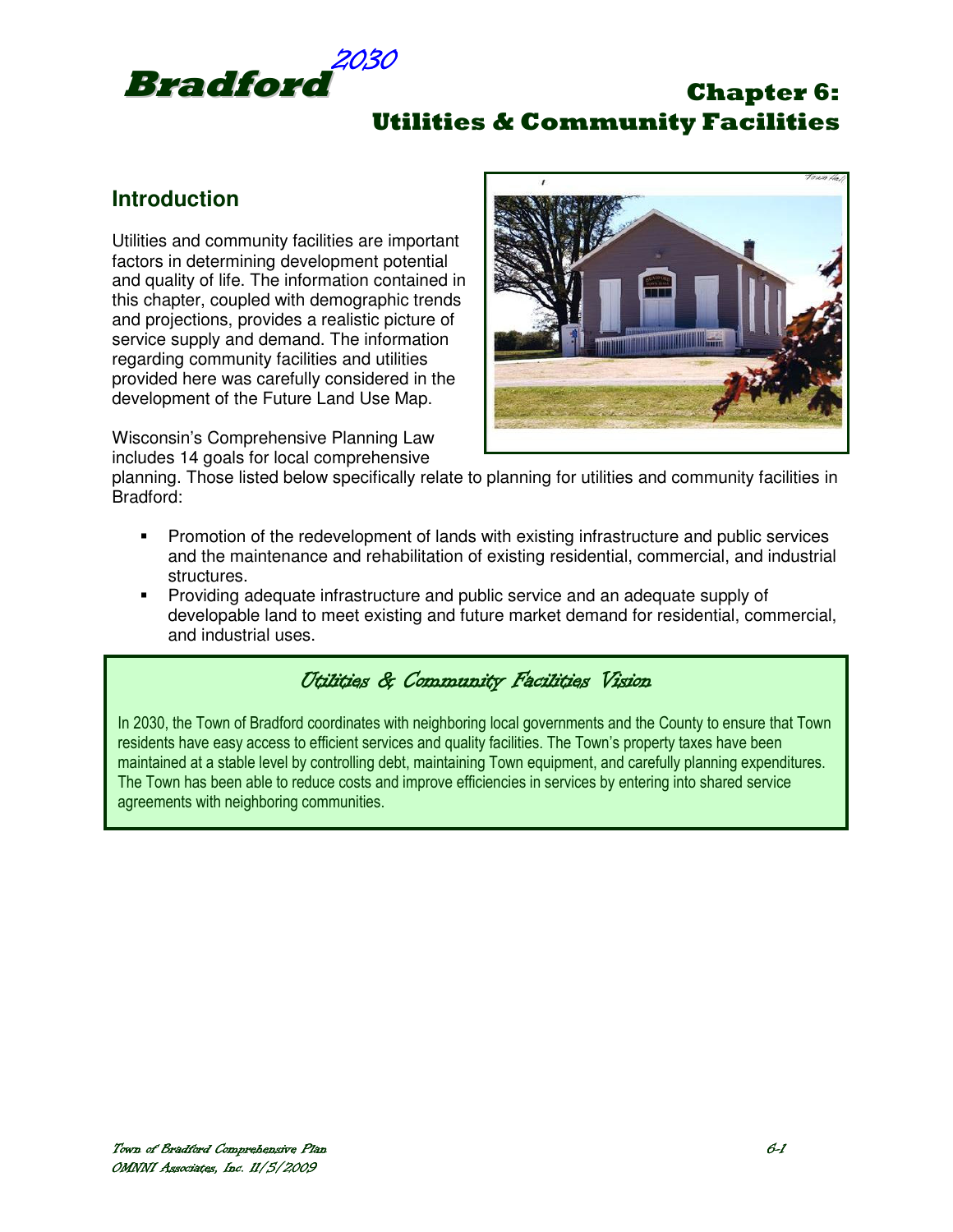# Bradford 2030

# Chapter 6: Utilities & Community Facilities

## Introduction

Utilities and community facilities are important factors in determining development potential and quality of life. The information contained in this chapter, coupled with demographic trends and projections, provides a realistic picture of service supply and demand. The information regarding community facilities and utilities provided here was carefully considered in the development of the Future Land Use Map.

Wisconsin's Comprehensive Planning Law includes 14 goals for local comprehensive planning. Those listed below specifically relate to planning for utilities and community facilities in Bradford:

- Promotion of the redevelopment of lands with existing infrastructure and public services and the maintenance and rehabilitation of existing residential, commercial, and industrial structures.
- Providing adequate infrastructure and public service and an adequate supply of developable land to meet existing and future market demand for residential, commercial, and industrial uses.

### *Utilities & Community Facilities Vision*

In 2030, the Town of Bradford coordinates with neighboring local governments and the County to ensure that Town residents have easy access to efficient services and quality facilities. The Town's property taxes have been maintained at a stable level by controlling debt, maintaining Town equipment, and carefully planning expenditures. The Town has been able to reduce costs and improve efficiencies in services by entering into shared service agreements with neighboring communities.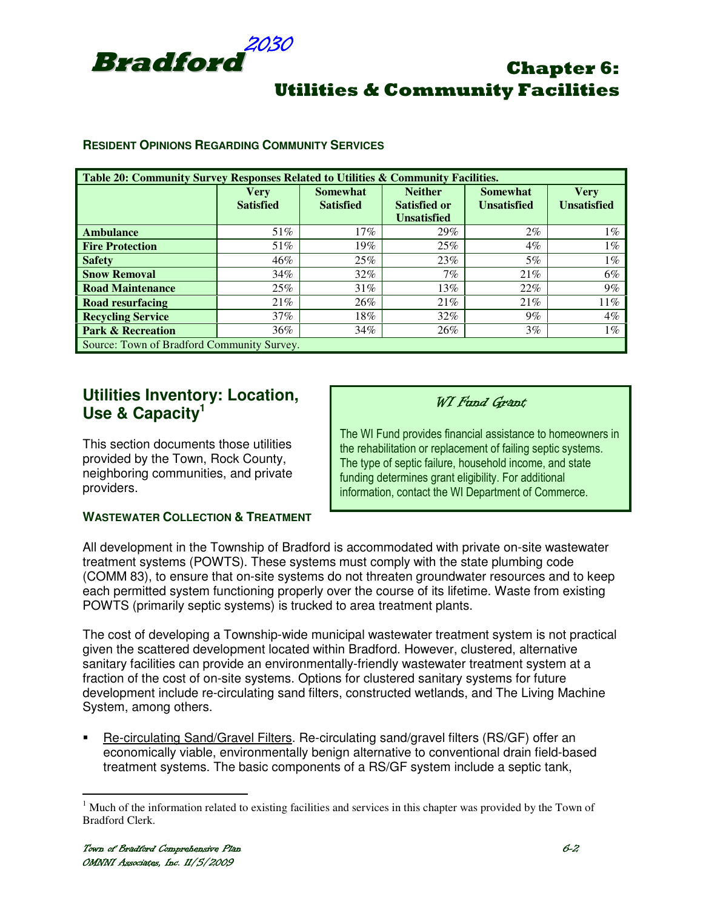**Resident Opinions Regarding Community Services**

| Table 20: Community Survey Responses Related to Utilities & Community Facilities. | | | | | |
|---|---|---|---|---|---|
| | Very Satisfied | Somewhat Satisfied | Neither Satisfied or Unsatisfied | Somewhat Unsatisfied | Very Unsatisfied |
| **Ambulance** | 51% | 17% | 29% | 2% | 1% |
| **Fire Protection** | 51% | 19% | 25% | 4% | 1% |
| **Safety** | 46% | 25% | 23% | 5% | 1% |
| **Snow Removal** | 34% | 32% | 7% | 21% | 6% |
| **Road Maintenance** | 25% | 31% | 13% | 22% | 9% |
| **Road resurfacing** | 21% | 26% | 21% | 21% | 11% |
| **Recycling Service** | 37% | 18% | 32% | 9% | 4% |
| **Park & Recreation** | 36% | 34% | 26% | 3% | 1% |
| Source: Town of Bradford Community Survey. | | | | | |

## Utilities Inventory: Location, Use & Capacity[1]

This section documents those utilities provided by the Town, Rock County, neighboring communities, and private providers.

> *WI Fund Grant*
>
> The WI Fund provides financial assistance to homeowners in the rehabilitation or replacement of failing septic systems. The type of septic failure, household income, and state funding determines grant eligibility. For additional information, contact the WI Department of Commerce.

**Wastewater Collection & Treatment**

All development in the Township of Bradford is accommodated with private on-site wastewater treatment systems (POWTS). These systems must comply with the state plumbing code (COMM 83), to ensure that on-site systems do not threaten groundwater resources and to keep each permitted system functioning properly over the course of its lifetime. Waste from existing POWTS (primarily septic systems) is trucked to area treatment plants.

The cost of developing a Township-wide municipal wastewater treatment system is not practical given the scattered development located within Bradford. However, clustered, alternative sanitary facilities can provide an environmentally-friendly wastewater treatment system at a fraction of the cost of on-site systems. Options for clustered sanitary systems for future development include re-circulating sand filters, constructed wetlands, and The Living Machine System, among others.

- Re-circulating Sand/Gravel Filters. Re-circulating sand/gravel filters (RS/GF) offer an economically viable, environmentally benign alternative to conventional drain field-based treatment systems. The basic components of a RS/GF system include a septic tank,

[1] Much of the information related to existing facilities and services in this chapter was provided by the Town of Bradford Clerk.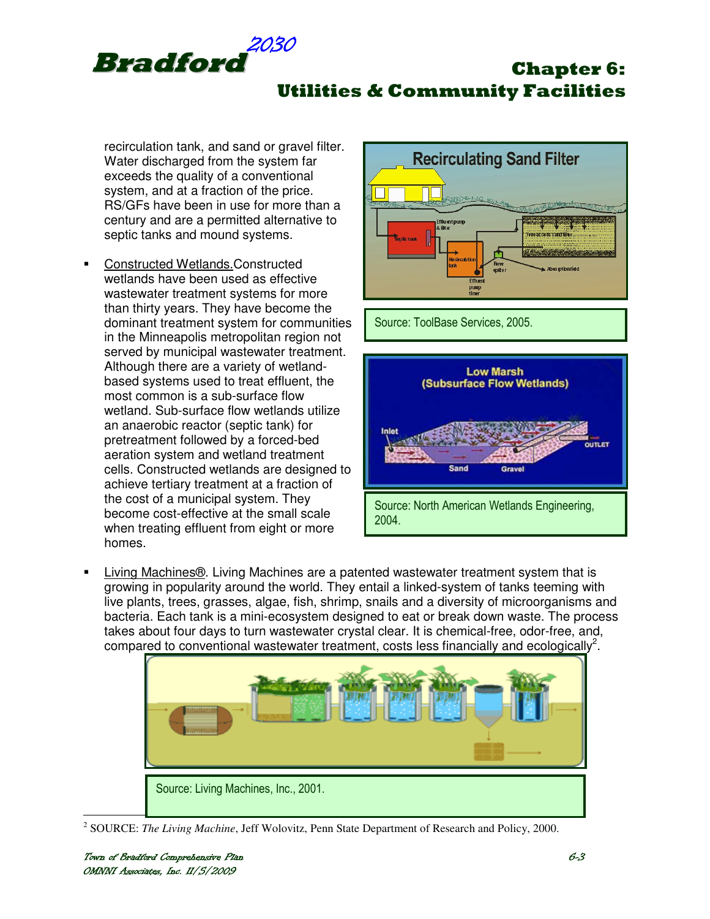recirculation tank, and sand or gravel filter. Water discharged from the system far exceeds the quality of a conventional system, and at a fraction of the price. RS/GFs have been in use for more than a century and are a permitted alternative to septic tanks and mound systems.

- Constructed Wetlands. Constructed wetlands have been used as effective wastewater treatment systems for more than thirty years. They have become the dominant treatment system for communities in the Minneapolis metropolitan region not served by municipal wastewater treatment. Although there are a variety of wetland-based systems used to treat effluent, the most common is a sub-surface flow wetland. Sub-surface flow wetlands utilize an anaerobic reactor (septic tank) for pretreatment followed by a forced-bed aeration system and wetland treatment cells. Constructed wetlands are designed to achieve tertiary treatment at a fraction of the cost of a municipal system. They become cost-effective at the small scale when treating effluent from eight or more homes.

Source: ToolBase Services, 2005.

Source: North American Wetlands Engineering, 2004.

- Living Machines®. Living Machines are a patented wastewater treatment system that is growing in popularity around the world. They entail a linked-system of tanks teeming with live plants, trees, grasses, algae, fish, shrimp, snails and a diversity of microorganisms and bacteria. Each tank is a mini-ecosystem designed to eat or break down waste. The process takes about four days to turn wastewater crystal clear. It is chemical-free, odor-free, and, compared to conventional wastewater treatment, costs less financially and ecologically[2].

Source: Living Machines, Inc., 2001.

[2] SOURCE: *The Living Machine*, Jeff Wolovitz, Penn State Department of Research and Policy, 2000.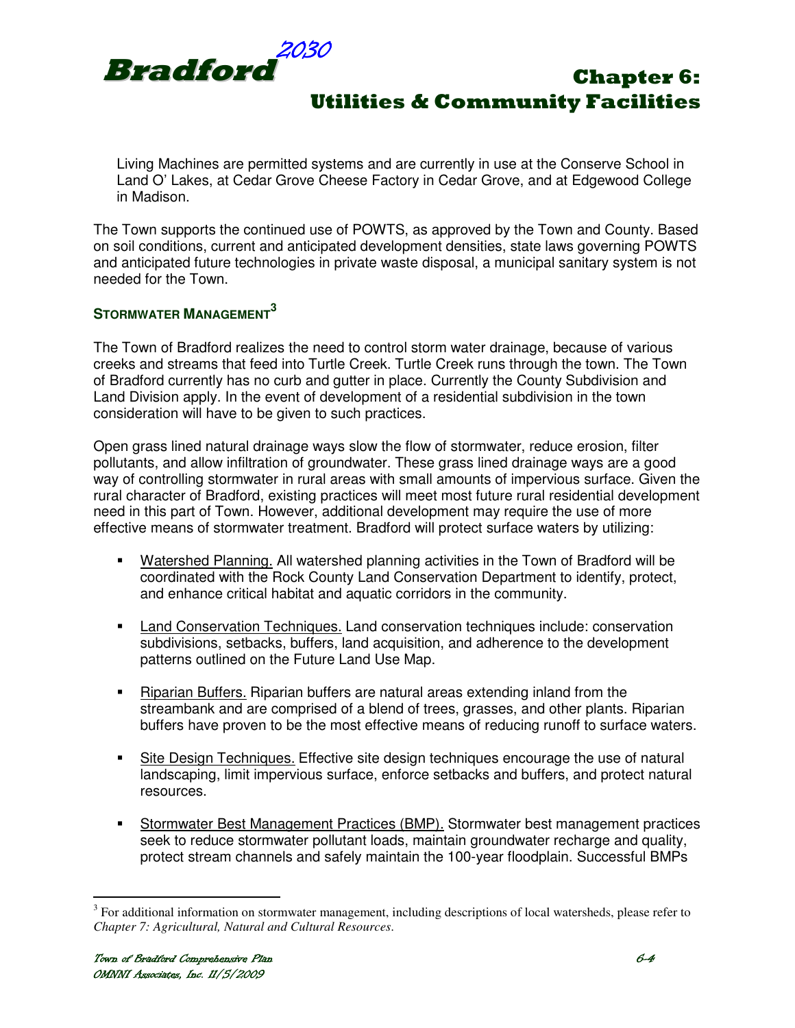Living Machines are permitted systems and are currently in use at the Conserve School in Land O' Lakes, at Cedar Grove Cheese Factory in Cedar Grove, and at Edgewood College in Madison.

The Town supports the continued use of POWTS, as approved by the Town and County. Based on soil conditions, current and anticipated development densities, state laws governing POWTS and anticipated future technologies in private waste disposal, a municipal sanitary system is not needed for the Town.

### STORMWATER MANAGEMENT[3]

The Town of Bradford realizes the need to control storm water drainage, because of various creeks and streams that feed into Turtle Creek. Turtle Creek runs through the town. The Town of Bradford currently has no curb and gutter in place. Currently the County Subdivision and Land Division apply. In the event of development of a residential subdivision in the town consideration will have to be given to such practices.

Open grass lined natural drainage ways slow the flow of stormwater, reduce erosion, filter pollutants, and allow infiltration of groundwater. These grass lined drainage ways are a good way of controlling stormwater in rural areas with small amounts of impervious surface. Given the rural character of Bradford, existing practices will meet most future rural residential development need in this part of Town. However, additional development may require the use of more effective means of stormwater treatment. Bradford will protect surface waters by utilizing:

- Watershed Planning. All watershed planning activities in the Town of Bradford will be coordinated with the Rock County Land Conservation Department to identify, protect, and enhance critical habitat and aquatic corridors in the community.

- Land Conservation Techniques. Land conservation techniques include: conservation subdivisions, setbacks, buffers, land acquisition, and adherence to the development patterns outlined on the Future Land Use Map.

- Riparian Buffers. Riparian buffers are natural areas extending inland from the streambank and are comprised of a blend of trees, grasses, and other plants. Riparian buffers have proven to be the most effective means of reducing runoff to surface waters.

- Site Design Techniques. Effective site design techniques encourage the use of natural landscaping, limit impervious surface, enforce setbacks and buffers, and protect natural resources.

- Stormwater Best Management Practices (BMP). Stormwater best management practices seek to reduce stormwater pollutant loads, maintain groundwater recharge and quality, protect stream channels and safely maintain the 100-year floodplain. Successful BMPs

---

[3] For additional information on stormwater management, including descriptions of local watersheds, please refer to *Chapter 7: Agricultural, Natural and Cultural Resources*.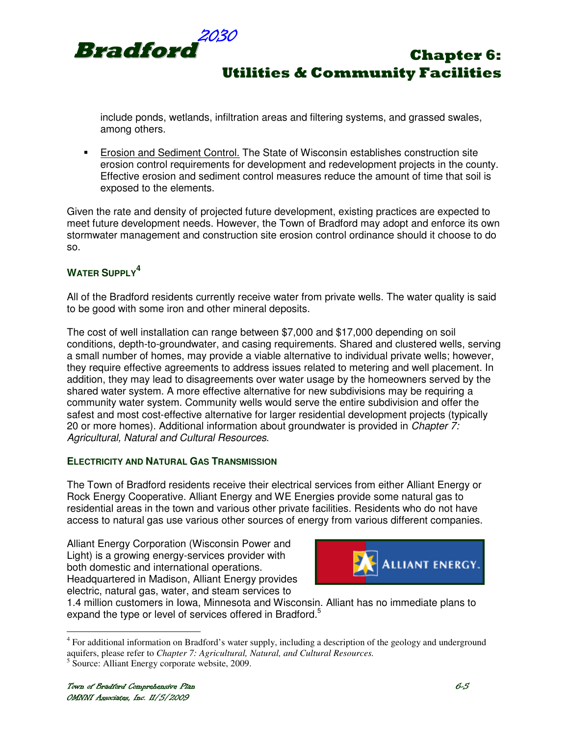include ponds, wetlands, infiltration areas and filtering systems, and grassed swales, among others.

- Erosion and Sediment Control. The State of Wisconsin establishes construction site erosion control requirements for development and redevelopment projects in the county. Effective erosion and sediment control measures reduce the amount of time that soil is exposed to the elements.

Given the rate and density of projected future development, existing practices are expected to meet future development needs. However, the Town of Bradford may adopt and enforce its own stormwater management and construction site erosion control ordinance should it choose to do so.

### WATER SUPPLY[4]

All of the Bradford residents currently receive water from private wells. The water quality is said to be good with some iron and other mineral deposits.

The cost of well installation can range between $7,000 and $17,000 depending on soil conditions, depth-to-groundwater, and casing requirements. Shared and clustered wells, serving a small number of homes, may provide a viable alternative to individual private wells; however, they require effective agreements to address issues related to metering and well placement. In addition, they may lead to disagreements over water usage by the homeowners served by the shared water system. A more effective alternative for new subdivisions may be requiring a community water system. Community wells would serve the entire subdivision and offer the safest and most cost-effective alternative for larger residential development projects (typically 20 or more homes). Additional information about groundwater is provided in *Chapter 7: Agricultural, Natural and Cultural Resources*.

### ELECTRICITY AND NATURAL GAS TRANSMISSION

The Town of Bradford residents receive their electrical services from either Alliant Energy or Rock Energy Cooperative. Alliant Energy and WE Energies provide some natural gas to residential areas in the town and various other private facilities. Residents who do not have access to natural gas use various other sources of energy from various different companies.

Alliant Energy Corporation (Wisconsin Power and Light) is a growing energy-services provider with both domestic and international operations. Headquartered in Madison, Alliant Energy provides electric, natural gas, water, and steam services to 1.4 million customers in Iowa, Minnesota and Wisconsin. Alliant has no immediate plans to expand the type or level of services offered in Bradford.[5]

---

[4] For additional information on Bradford's water supply, including a description of the geology and underground aquifers, please refer to *Chapter 7: Agricultural, Natural, and Cultural Resources.*

[5] Source: Alliant Energy corporate website, 2009.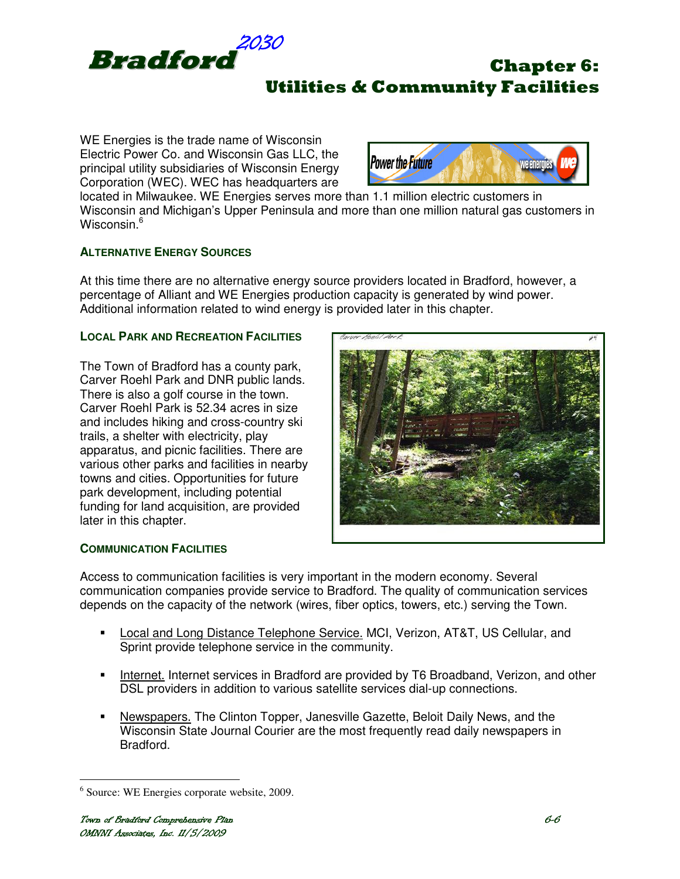WE Energies is the trade name of Wisconsin Electric Power Co. and Wisconsin Gas LLC, the principal utility subsidiaries of Wisconsin Energy Corporation (WEC). WEC has headquarters are located in Milwaukee. WE Energies serves more than 1.1 million electric customers in Wisconsin and Michigan's Upper Peninsula and more than one million natural gas customers in Wisconsin.[6]

### ALTERNATIVE ENERGY SOURCES

At this time there are no alternative energy source providers located in Bradford, however, a percentage of Alliant and WE Energies production capacity is generated by wind power. Additional information related to wind energy is provided later in this chapter.

### LOCAL PARK AND RECREATION FACILITIES

The Town of Bradford has a county park, Carver Roehl Park and DNR public lands. There is also a golf course in the town. Carver Roehl Park is 52.34 acres in size and includes hiking and cross-country ski trails, a shelter with electricity, play apparatus, and picnic facilities. There are various other parks and facilities in nearby towns and cities. Opportunities for future park development, including potential funding for land acquisition, are provided later in this chapter.

### COMMUNICATION FACILITIES

Access to communication facilities is very important in the modern economy. Several communication companies provide service to Bradford. The quality of communication services depends on the capacity of the network (wires, fiber optics, towers, etc.) serving the Town.

- Local and Long Distance Telephone Service. MCI, Verizon, AT&T, US Cellular, and Sprint provide telephone service in the community.
- Internet. Internet services in Bradford are provided by T6 Broadband, Verizon, and other DSL providers in addition to various satellite services dial-up connections.
- Newspapers. The Clinton Topper, Janesville Gazette, Beloit Daily News, and the Wisconsin State Journal Courier are the most frequently read daily newspapers in Bradford.

---

[6] Source: WE Energies corporate website, 2009.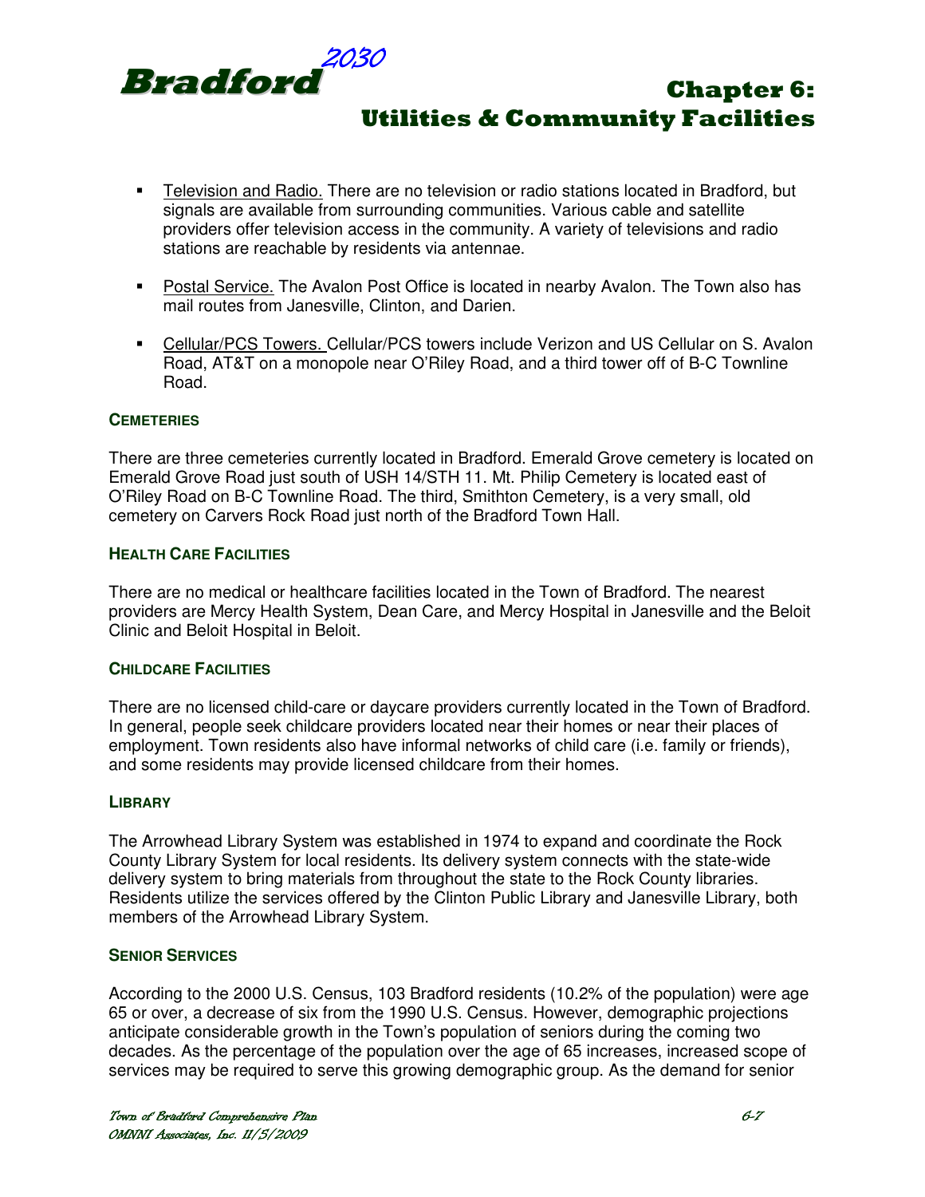- Television and Radio. There are no television or radio stations located in Bradford, but signals are available from surrounding communities. Various cable and satellite providers offer television access in the community. A variety of televisions and radio stations are reachable by residents via antennae.

- Postal Service. The Avalon Post Office is located in nearby Avalon. The Town also has mail routes from Janesville, Clinton, and Darien.

- Cellular/PCS Towers. Cellular/PCS towers include Verizon and US Cellular on S. Avalon Road, AT&T on a monopole near O'Riley Road, and a third tower off of B-C Townline Road.

#### CEMETERIES

There are three cemeteries currently located in Bradford. Emerald Grove cemetery is located on Emerald Grove Road just south of USH 14/STH 11. Mt. Philip Cemetery is located east of O'Riley Road on B-C Townline Road. The third, Smithton Cemetery, is a very small, old cemetery on Carvers Rock Road just north of the Bradford Town Hall.

#### HEALTH CARE FACILITIES

There are no medical or healthcare facilities located in the Town of Bradford. The nearest providers are Mercy Health System, Dean Care, and Mercy Hospital in Janesville and the Beloit Clinic and Beloit Hospital in Beloit.

#### CHILDCARE FACILITIES

There are no licensed child-care or daycare providers currently located in the Town of Bradford. In general, people seek childcare providers located near their homes or near their places of employment. Town residents also have informal networks of child care (i.e. family or friends), and some residents may provide licensed childcare from their homes.

#### LIBRARY

The Arrowhead Library System was established in 1974 to expand and coordinate the Rock County Library System for local residents. Its delivery system connects with the state-wide delivery system to bring materials from throughout the state to the Rock County libraries. Residents utilize the services offered by the Clinton Public Library and Janesville Library, both members of the Arrowhead Library System.

#### SENIOR SERVICES

According to the 2000 U.S. Census, 103 Bradford residents (10.2% of the population) were age 65 or over, a decrease of six from the 1990 U.S. Census. However, demographic projections anticipate considerable growth in the Town's population of seniors during the coming two decades. As the percentage of the population over the age of 65 increases, increased scope of services may be required to serve this growing demographic group. As the demand for senior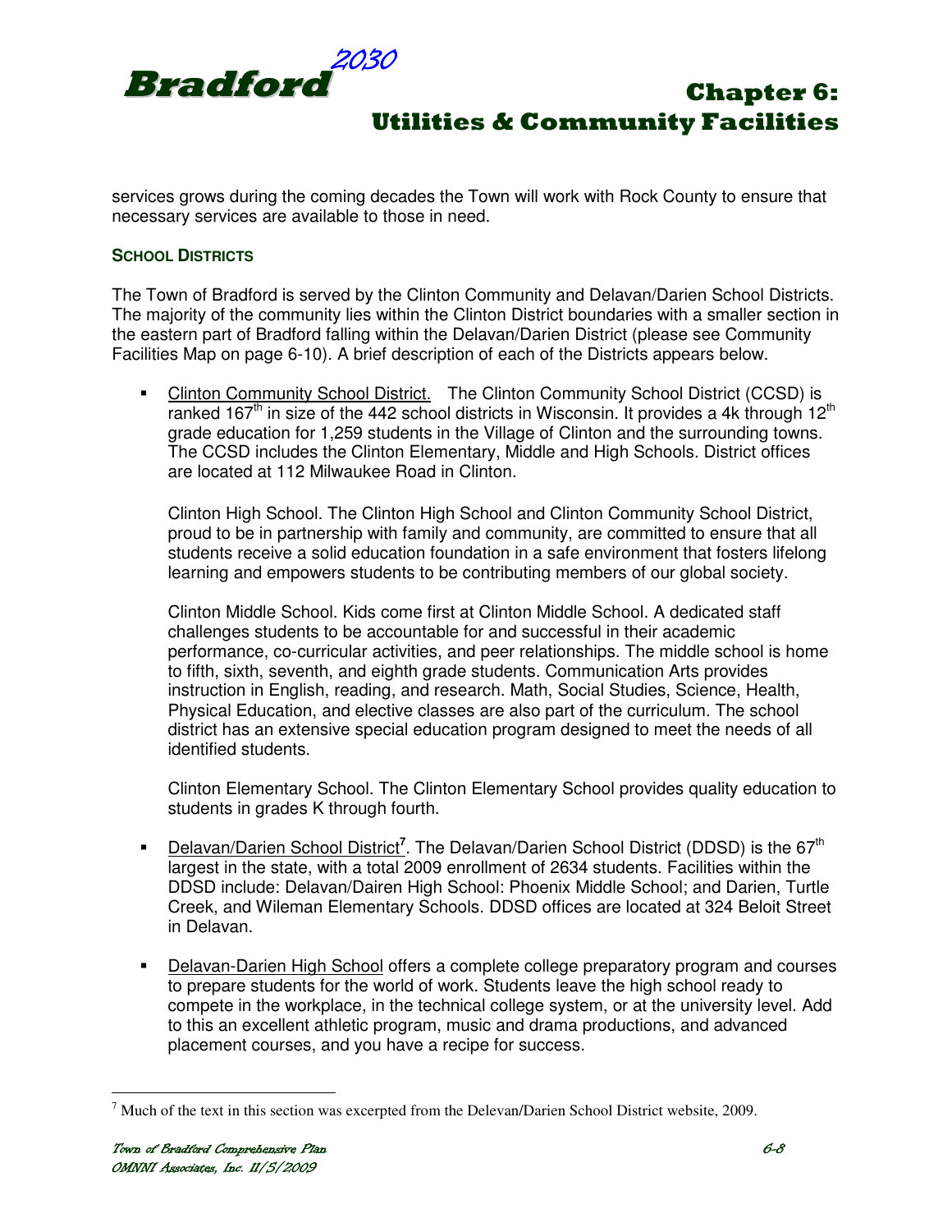services grows during the coming decades the Town will work with Rock County to ensure that necessary services are available to those in need.

### SCHOOL DISTRICTS

The Town of Bradford is served by the Clinton Community and Delavan/Darien School Districts. The majority of the community lies within the Clinton District boundaries with a smaller section in the eastern part of Bradford falling within the Delavan/Darien District (please see Community Facilities Map on page 6-10). A brief description of each of the Districts appears below.

- Clinton Community School District. The Clinton Community School District (CCSD) is ranked 167th in size of the 442 school districts in Wisconsin. It provides a 4k through 12th grade education for 1,259 students in the Village of Clinton and the surrounding towns. The CCSD includes the Clinton Elementary, Middle and High Schools. District offices are located at 112 Milwaukee Road in Clinton.

  Clinton High School. The Clinton High School and Clinton Community School District, proud to be in partnership with family and community, are committed to ensure that all students receive a solid education foundation in a safe environment that fosters lifelong learning and empowers students to be contributing members of our global society.

  Clinton Middle School. Kids come first at Clinton Middle School. A dedicated staff challenges students to be accountable for and successful in their academic performance, co-curricular activities, and peer relationships. The middle school is home to fifth, sixth, seventh, and eighth grade students. Communication Arts provides instruction in English, reading, and research. Math, Social Studies, Science, Health, Physical Education, and elective classes are also part of the curriculum. The school district has an extensive special education program designed to meet the needs of all identified students.

  Clinton Elementary School. The Clinton Elementary School provides quality education to students in grades K through fourth.

- Delavan/Darien School District[7]. The Delavan/Darien School District (DDSD) is the 67th largest in the state, with a total 2009 enrollment of 2634 students. Facilities within the DDSD include: Delavan/Dairen High School: Phoenix Middle School; and Darien, Turtle Creek, and Wileman Elementary Schools. DDSD offices are located at 324 Beloit Street in Delavan.

- Delavan-Darien High School offers a complete college preparatory program and courses to prepare students for the world of work. Students leave the high school ready to compete in the workplace, in the technical college system, or at the university level. Add to this an excellent athletic program, music and drama productions, and advanced placement courses, and you have a recipe for success.

---

[7] Much of the text in this section was excerpted from the Delevan/Darien School District website, 2009.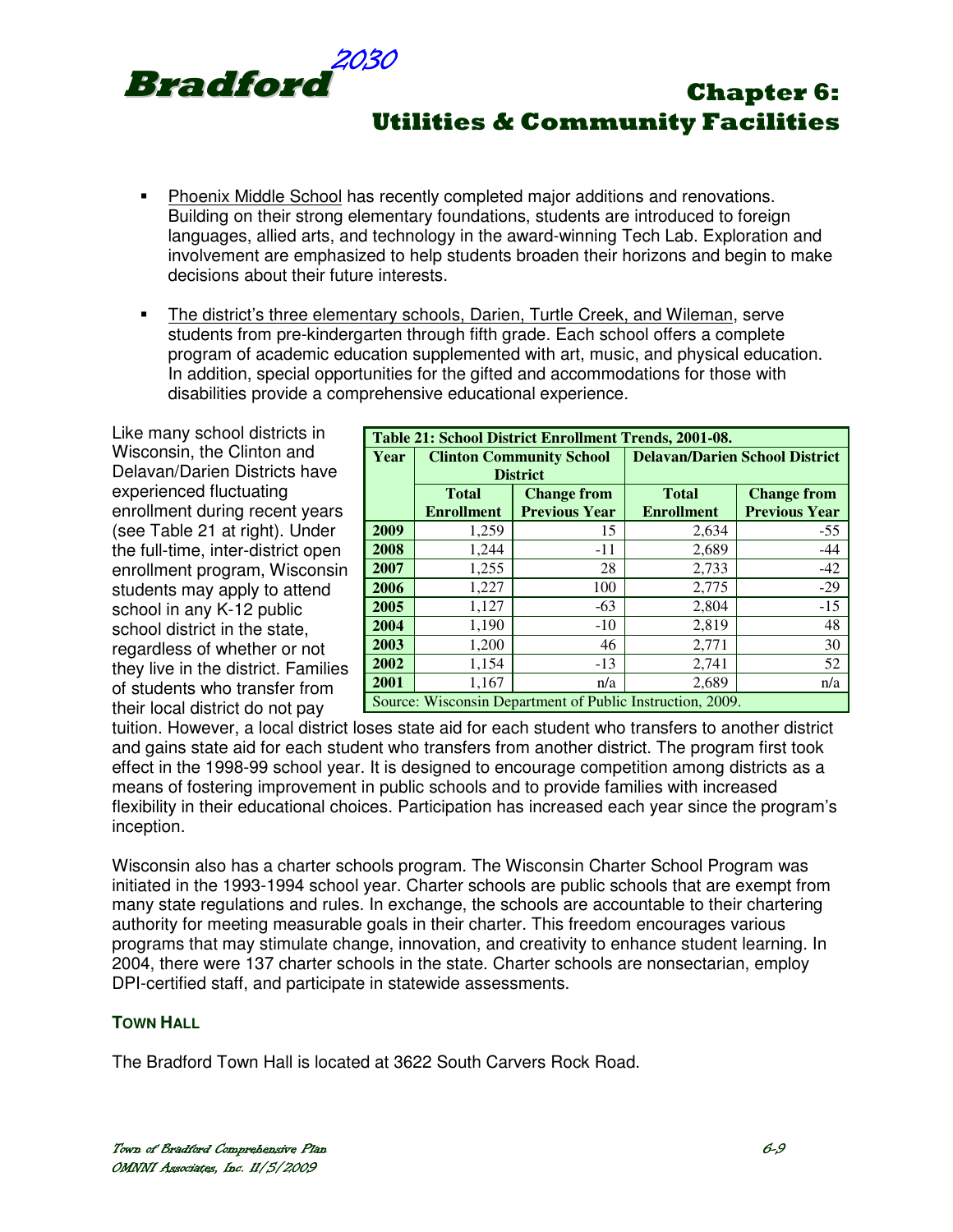- Phoenix Middle School has recently completed major additions and renovations. Building on their strong elementary foundations, students are introduced to foreign languages, allied arts, and technology in the award-winning Tech Lab. Exploration and involvement are emphasized to help students broaden their horizons and begin to make decisions about their future interests.

- The district's three elementary schools, Darien, Turtle Creek, and Wileman, serve students from pre-kindergarten through fifth grade. Each school offers a complete program of academic education supplemented with art, music, and physical education. In addition, special opportunities for the gifted and accommodations for those with disabilities provide a comprehensive educational experience.

Like many school districts in Wisconsin, the Clinton and Delavan/Darien Districts have experienced fluctuating enrollment during recent years (see Table 21 at right). Under the full-time, inter-district open enrollment program, Wisconsin students may apply to attend school in any K-12 public school district in the state, regardless of whether or not they live in the district. Families of students who transfer from their local district do not pay tuition. However, a local district loses state aid for each student who transfers to another district and gains state aid for each student who transfers from another district. The program first took effect in the 1998-99 school year. It is designed to encourage competition among districts as a means of fostering improvement in public schools and to provide families with increased flexibility in their educational choices. Participation has increased each year since the program's inception.

**Table 21: School District Enrollment Trends, 2001-08.**

| Year | Clinton Community School District | | Delavan/Darien School District | |
|---|---|---|---|---|
| | Total Enrollment | Change from Previous Year | Total Enrollment | Change from Previous Year |
| **2009** | 1,259 | 15 | 2,634 | -55 |
| **2008** | 1,244 | -11 | 2,689 | -44 |
| **2007** | 1,255 | 28 | 2,733 | -42 |
| **2006** | 1,227 | 100 | 2,775 | -29 |
| **2005** | 1,127 | -63 | 2,804 | -15 |
| **2004** | 1,190 | -10 | 2,819 | 48 |
| **2003** | 1,200 | 46 | 2,771 | 30 |
| **2002** | 1,154 | -13 | 2,741 | 52 |
| **2001** | 1,167 | n/a | 2,689 | n/a |

Source: Wisconsin Department of Public Instruction, 2009.

Wisconsin also has a charter schools program. The Wisconsin Charter School Program was initiated in the 1993-1994 school year. Charter schools are public schools that are exempt from many state regulations and rules. In exchange, the schools are accountable to their chartering authority for meeting measurable goals in their charter. This freedom encourages various programs that may stimulate change, innovation, and creativity to enhance student learning. In 2004, there were 137 charter schools in the state. Charter schools are nonsectarian, employ DPI-certified staff, and participate in statewide assessments.

### TOWN HALL

The Bradford Town Hall is located at 3622 South Carvers Rock Road.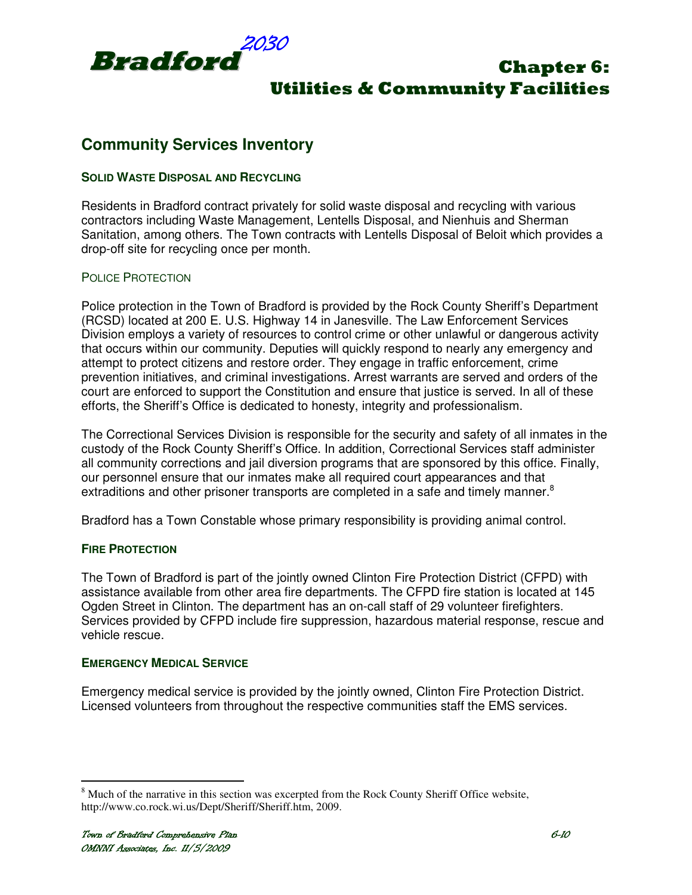## Community Services Inventory

### Solid Waste Disposal and Recycling

Residents in Bradford contract privately for solid waste disposal and recycling with various contractors including Waste Management, Lentells Disposal, and Nienhuis and Sherman Sanitation, among others. The Town contracts with Lentells Disposal of Beloit which provides a drop-off site for recycling once per month.

### Police Protection

Police protection in the Town of Bradford is provided by the Rock County Sheriff's Department (RCSD) located at 200 E. U.S. Highway 14 in Janesville. The Law Enforcement Services Division employs a variety of resources to control crime or other unlawful or dangerous activity that occurs within our community. Deputies will quickly respond to nearly any emergency and attempt to protect citizens and restore order. They engage in traffic enforcement, crime prevention initiatives, and criminal investigations. Arrest warrants are served and orders of the court are enforced to support the Constitution and ensure that justice is served. In all of these efforts, the Sheriff's Office is dedicated to honesty, integrity and professionalism.

The Correctional Services Division is responsible for the security and safety of all inmates in the custody of the Rock County Sheriff's Office. In addition, Correctional Services staff administer all community corrections and jail diversion programs that are sponsored by this office. Finally, our personnel ensure that our inmates make all required court appearances and that extraditions and other prisoner transports are completed in a safe and timely manner.[8]

Bradford has a Town Constable whose primary responsibility is providing animal control.

### Fire Protection

The Town of Bradford is part of the jointly owned Clinton Fire Protection District (CFPD) with assistance available from other area fire departments. The CFPD fire station is located at 145 Ogden Street in Clinton. The department has an on-call staff of 29 volunteer firefighters. Services provided by CFPD include fire suppression, hazardous material response, rescue and vehicle rescue.

### Emergency Medical Service

Emergency medical service is provided by the jointly owned, Clinton Fire Protection District. Licensed volunteers from throughout the respective communities staff the EMS services.

---

[8] Much of the narrative in this section was excerpted from the Rock County Sheriff Office website, http://www.co.rock.wi.us/Dept/Sheriff/Sheriff.htm, 2009.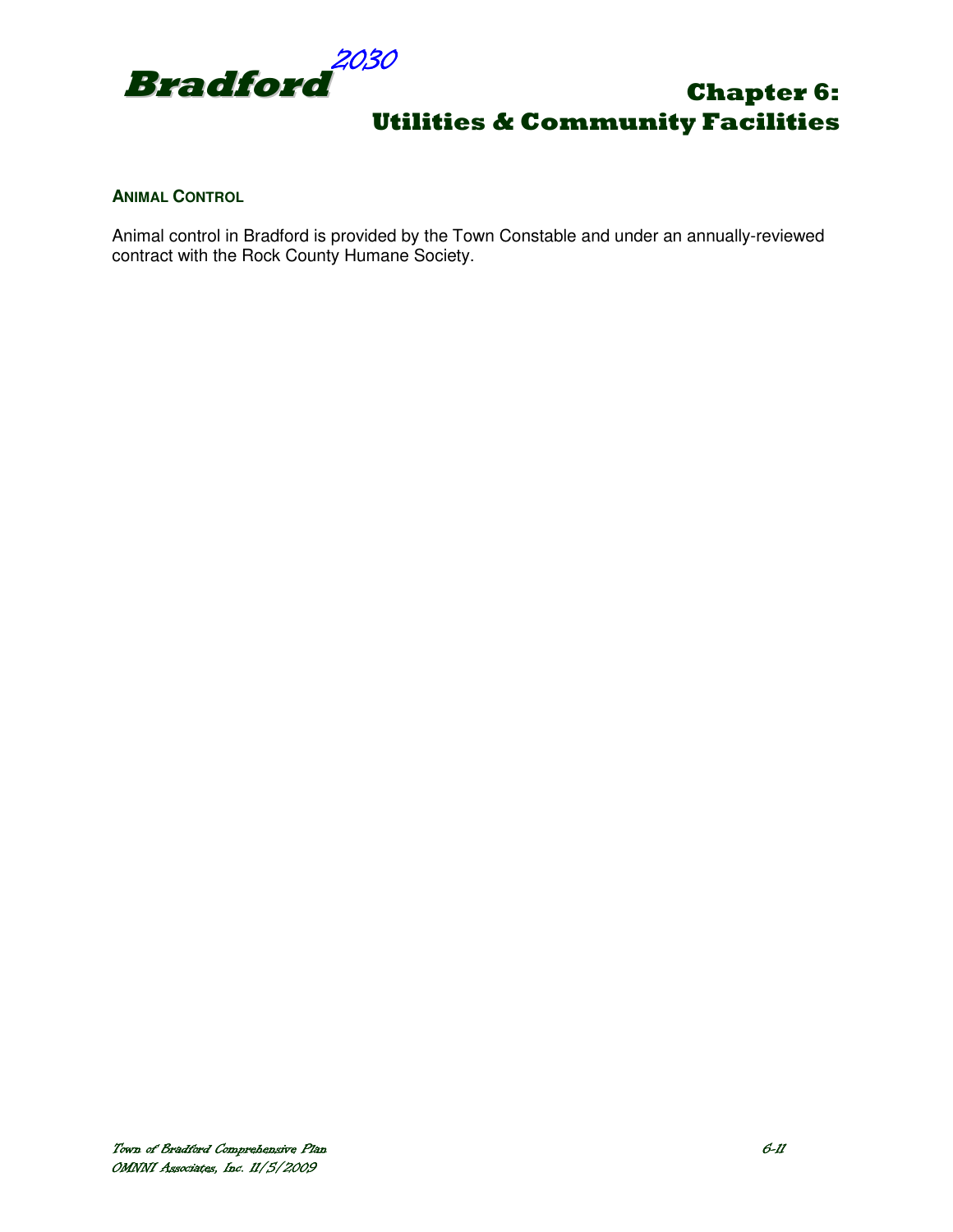### ANIMAL CONTROL

Animal control in Bradford is provided by the Town Constable and under an annually-reviewed contract with the Rock County Humane Society.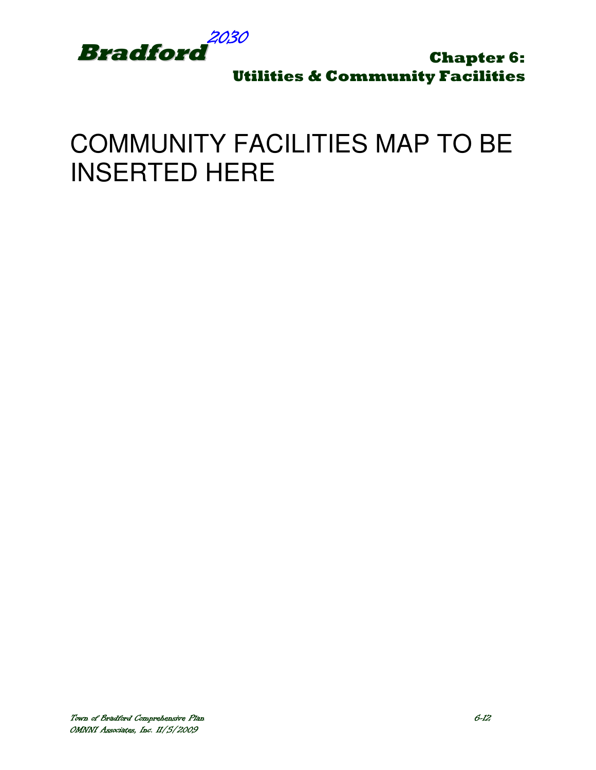COMMUNITY FACILITIES MAP TO BE INSERTED HERE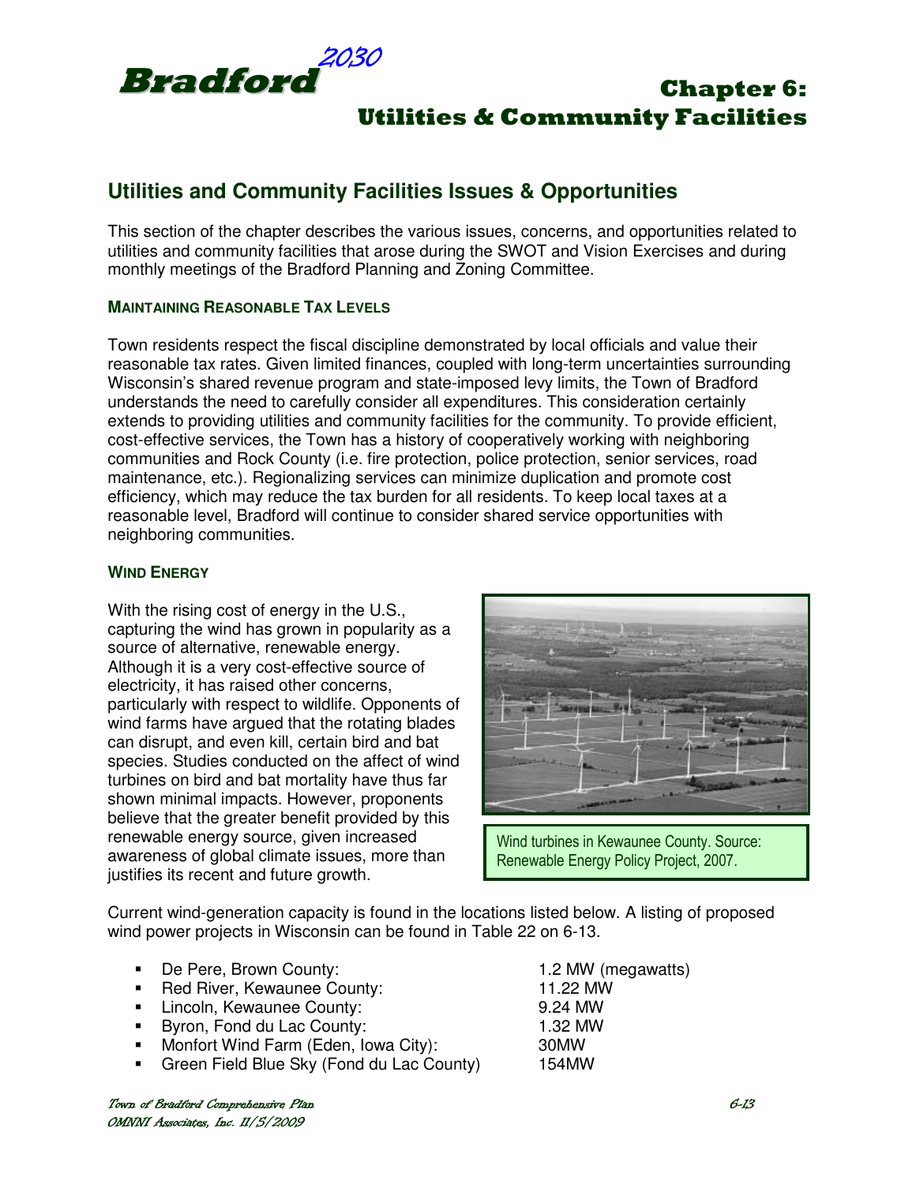# Chapter 6: Utilities & Community Facilities

## Utilities and Community Facilities Issues & Opportunities

This section of the chapter describes the various issues, concerns, and opportunities related to utilities and community facilities that arose during the SWOT and Vision Exercises and during monthly meetings of the Bradford Planning and Zoning Committee.

### MAINTAINING REASONABLE TAX LEVELS

Town residents respect the fiscal discipline demonstrated by local officials and value their reasonable tax rates. Given limited finances, coupled with long-term uncertainties surrounding Wisconsin's shared revenue program and state-imposed levy limits, the Town of Bradford understands the need to carefully consider all expenditures. This consideration certainly extends to providing utilities and community facilities for the community. To provide efficient, cost-effective services, the Town has a history of cooperatively working with neighboring communities and Rock County (i.e. fire protection, police protection, senior services, road maintenance, etc.). Regionalizing services can minimize duplication and promote cost efficiency, which may reduce the tax burden for all residents. To keep local taxes at a reasonable level, Bradford will continue to consider shared service opportunities with neighboring communities.

### WIND ENERGY

With the rising cost of energy in the U.S., capturing the wind has grown in popularity as a source of alternative, renewable energy. Although it is a very cost-effective source of electricity, it has raised other concerns, particularly with respect to wildlife. Opponents of wind farms have argued that the rotating blades can disrupt, and even kill, certain bird and bat species. Studies conducted on the affect of wind turbines on bird and bat mortality have thus far shown minimal impacts. However, proponents believe that the greater benefit provided by this renewable energy source, given increased awareness of global climate issues, more than justifies its recent and future growth.

Wind turbines in Kewaunee County. Source: Renewable Energy Policy Project, 2007.

Current wind-generation capacity is found in the locations listed below. A listing of proposed wind power projects in Wisconsin can be found in Table 22 on 6-13.

- De Pere, Brown County: 1.2 MW (megawatts)
- Red River, Kewaunee County: 11.22 MW
- Lincoln, Kewaunee County: 9.24 MW
- Byron, Fond du Lac County: 1.32 MW
- Monfort Wind Farm (Eden, Iowa City): 30MW
- Green Field Blue Sky (Fond du Lac County) 154MW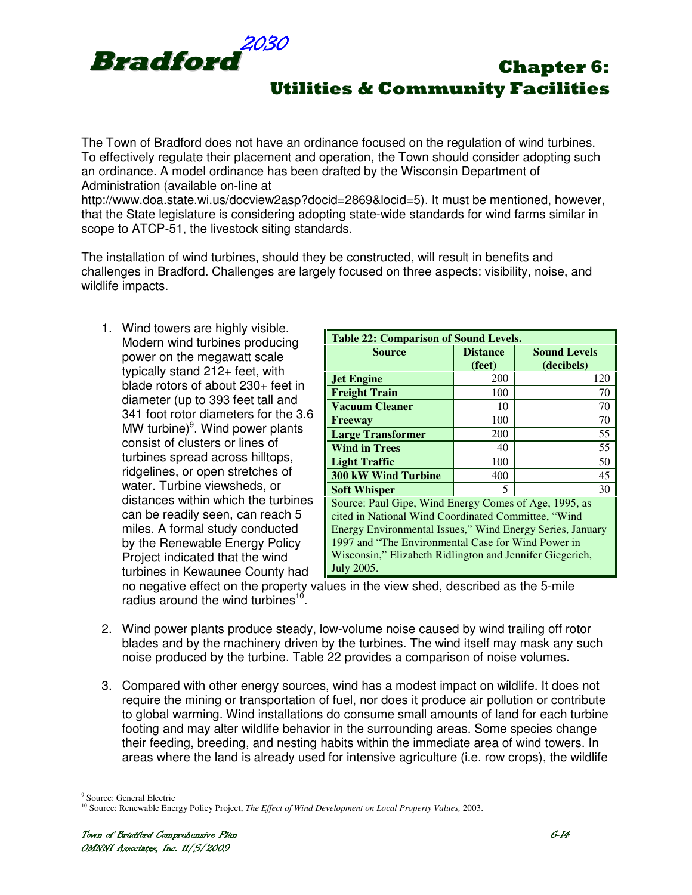The Town of Bradford does not have an ordinance focused on the regulation of wind turbines. To effectively regulate their placement and operation, the Town should consider adopting such an ordinance. A model ordinance has been drafted by the Wisconsin Department of Administration (available on-line at http://www.doa.state.wi.us/docview2asp?docid=2869&locid=5). It must be mentioned, however, that the State legislature is considering adopting state-wide standards for wind farms similar in scope to ATCP-51, the livestock siting standards.

The installation of wind turbines, should they be constructed, will result in benefits and challenges in Bradford. Challenges are largely focused on three aspects: visibility, noise, and wildlife impacts.

1. Wind towers are highly visible. Modern wind turbines producing power on the megawatt scale typically stand 212+ feet, with blade rotors of about 230+ feet in diameter (up to 393 feet tall and 341 foot rotor diameters for the 3.6 MW turbine)[9]. Wind power plants consist of clusters or lines of turbines spread across hilltops, ridgelines, or open stretches of water. Turbine viewsheds, or distances within which the turbines can be readily seen, can reach 5 miles. A formal study conducted by the Renewable Energy Policy Project indicated that the wind turbines in Kewaunee County had no negative effect on the property values in the view shed, described as the 5-mile radius around the wind turbines[10].

**Table 22: Comparison of Sound Levels.**

| Source | Distance (feet) | Sound Levels (decibels) |
|---|---|---|
| **Jet Engine** | 200 | 120 |
| **Freight Train** | 100 | 70 |
| **Vacuum Cleaner** | 10 | 70 |
| **Freeway** | 100 | 70 |
| **Large Transformer** | 200 | 55 |
| **Wind in Trees** | 40 | 55 |
| **Light Traffic** | 100 | 50 |
| **300 kW Wind Turbine** | 400 | 45 |
| **Soft Whisper** | 5 | 30 |

Source: Paul Gipe, Wind Energy Comes of Age, 1995, as cited in National Wind Coordinated Committee, "Wind Energy Environmental Issues," Wind Energy Series, January 1997 and "The Environmental Case for Wind Power in Wisconsin," Elizabeth Ridlington and Jennifer Giegerich, July 2005.

2. Wind power plants produce steady, low-volume noise caused by wind trailing off rotor blades and by the machinery driven by the turbines. The wind itself may mask any such noise produced by the turbine. Table 22 provides a comparison of noise volumes.

3. Compared with other energy sources, wind has a modest impact on wildlife. It does not require the mining or transportation of fuel, nor does it produce air pollution or contribute to global warming. Wind installations do consume small amounts of land for each turbine footing and may alter wildlife behavior in the surrounding areas. Some species change their feeding, breeding, and nesting habits within the immediate area of wind towers. In areas where the land is already used for intensive agriculture (i.e. row crops), the wildlife

---

[9] Source: General Electric

[10] Source: Renewable Energy Policy Project, *The Effect of Wind Development on Local Property Values,* 2003.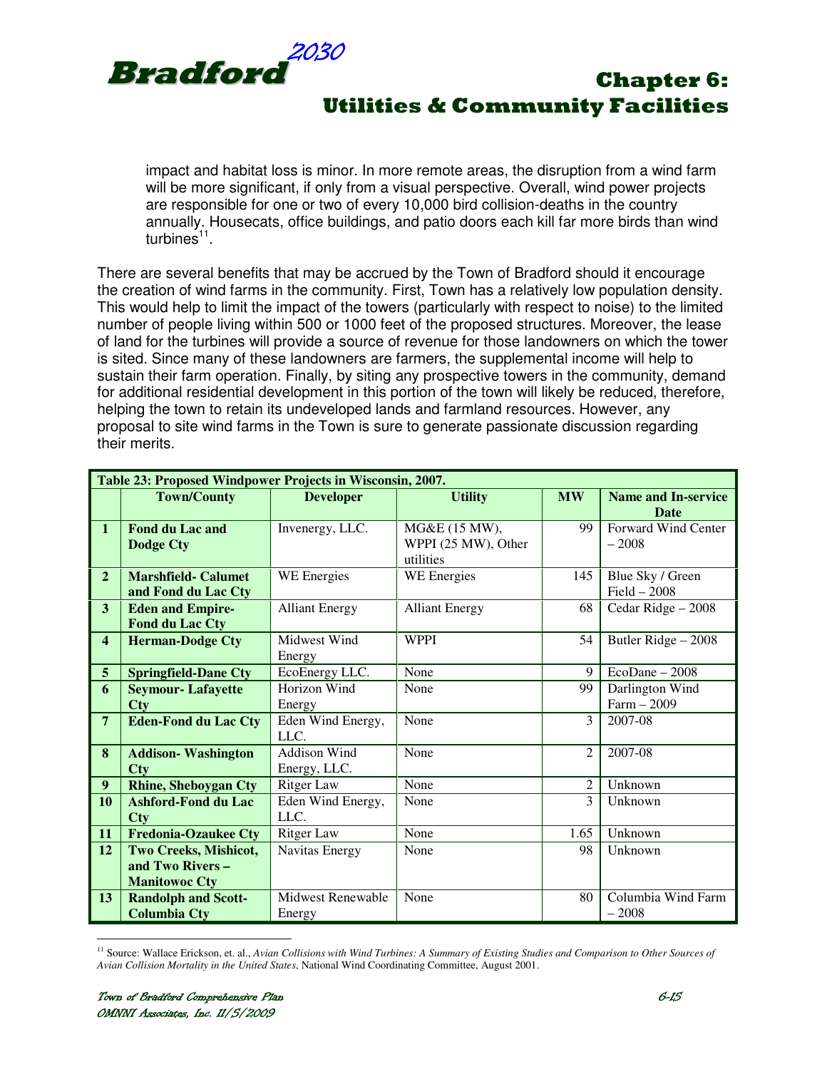impact and habitat loss is minor. In more remote areas, the disruption from a wind farm will be more significant, if only from a visual perspective. Overall, wind power projects are responsible for one or two of every 10,000 bird collision-deaths in the country annually. Housecats, office buildings, and patio doors each kill far more birds than wind turbines[11].

There are several benefits that may be accrued by the Town of Bradford should it encourage the creation of wind farms in the community. First, Town has a relatively low population density. This would help to limit the impact of the towers (particularly with respect to noise) to the limited number of people living within 500 or 1000 feet of the proposed structures. Moreover, the lease of land for the turbines will provide a source of revenue for those landowners on which the tower is sited. Since many of these landowners are farmers, the supplemental income will help to sustain their farm operation. Finally, by siting any prospective towers in the community, demand for additional residential development in this portion of the town will likely be reduced, therefore, helping the town to retain its undeveloped lands and farmland resources. However, any proposal to site wind farms in the Town is sure to generate passionate discussion regarding their merits.

**Table 23: Proposed Windpower Projects in Wisconsin, 2007.**

| | Town/County | Developer | Utility | MW | Name and In-service Date |
|---|---|---|---|---|---|
| **1** | **Fond du Lac and Dodge Cty** | Invenergy, LLC. | MG&E (15 MW), WPPI (25 MW), Other utilities | 99 | Forward Wind Center – 2008 |
| **2** | **Marshfield- Calumet and Fond du Lac Cty** | WE Energies | WE Energies | 145 | Blue Sky / Green Field – 2008 |
| **3** | **Eden and Empire-Fond du Lac Cty** | Alliant Energy | Alliant Energy | 68 | Cedar Ridge – 2008 |
| **4** | **Herman-Dodge Cty** | Midwest Wind Energy | WPPI | 54 | Butler Ridge – 2008 |
| **5** | **Springfield-Dane Cty** | EcoEnergy LLC. | None | 9 | EcoDane – 2008 |
| **6** | **Seymour- Lafayette Cty** | Horizon Wind Energy | None | 99 | Darlington Wind Farm – 2009 |
| **7** | **Eden-Fond du Lac Cty** | Eden Wind Energy, LLC. | None | 3 | 2007-08 |
| **8** | **Addison- Washington Cty** | Addison Wind Energy, LLC. | None | 2 | 2007-08 |
| **9** | **Rhine, Sheboygan Cty** | Ritger Law | None | 2 | Unknown |
| **10** | **Ashford-Fond du Lac Cty** | Eden Wind Energy, LLC. | None | 3 | Unknown |
| **11** | **Fredonia-Ozaukee Cty** | Ritger Law | None | 1.65 | Unknown |
| **12** | **Two Creeks, Mishicot, and Two Rivers – Manitowoc Cty** | Navitas Energy | None | 98 | Unknown |
| **13** | **Randolph and Scott-Columbia Cty** | Midwest Renewable Energy | None | 80 | Columbia Wind Farm – 2008 |

[11] Source: Wallace Erickson, et. al., *Avian Collisions with Wind Turbines: A Summary of Existing Studies and Comparison to Other Sources of Avian Collision Mortality in the United States*, National Wind Coordinating Committee, August 2001.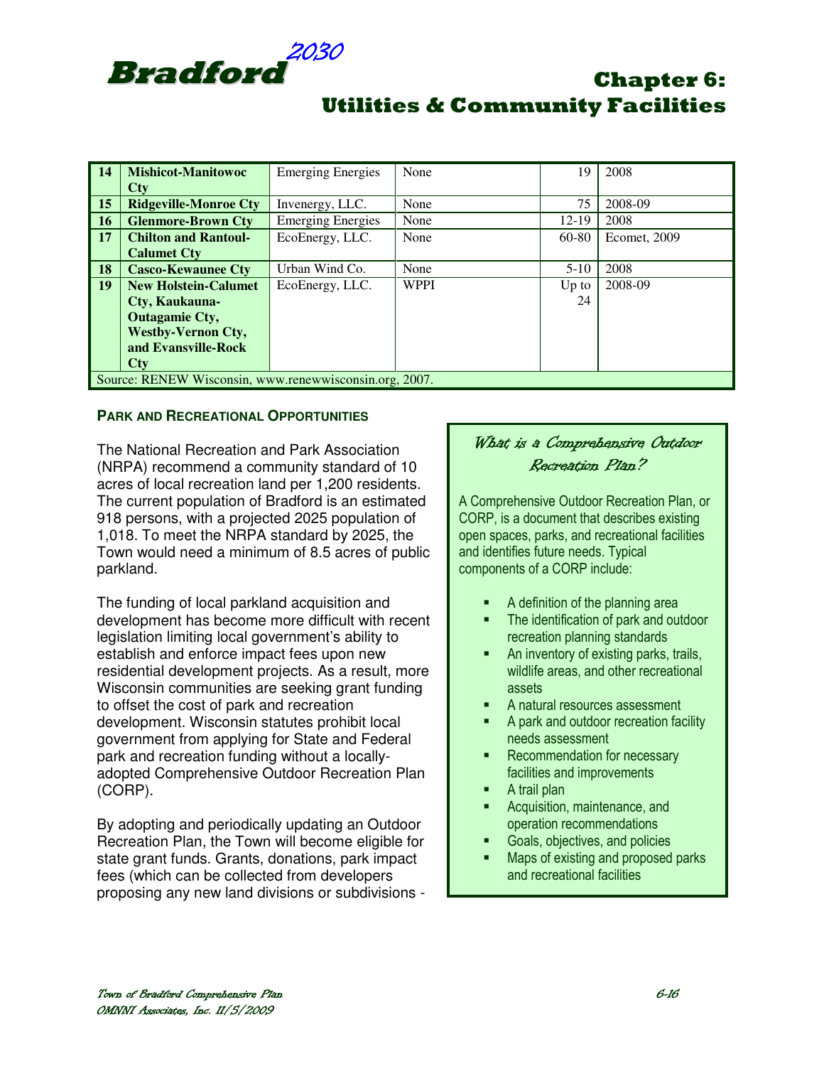| 14 | **Mishicot-Manitowoc Cty** | Emerging Energies | None | 19 | 2008 |
|---|---|---|---|---|---|
| 15 | **Ridgeville-Monroe Cty** | Invenergy, LLC. | None | 75 | 2008-09 |
| 16 | **Glenmore-Brown Cty** | Emerging Energies | None | 12-19 | 2008 |
| 17 | **Chilton and Rantoul-Calumet Cty** | EcoEnergy, LLC. | None | 60-80 | Ecomet, 2009 |
| 18 | **Casco-Kewaunee Cty** | Urban Wind Co. | None | 5-10 | 2008 |
| 19 | **New Holstein-Calumet Cty, Kaukauna-Outagamie Cty, Westby-Vernon Cty, and Evansville-Rock Cty** | EcoEnergy, LLC. | WPPI | Up to 24 | 2008-09 |
| Source: RENEW Wisconsin, www.renewwisconsin.org, 2007. | | | | | |

### PARK AND RECREATIONAL OPPORTUNITIES

The National Recreation and Park Association (NRPA) recommend a community standard of 10 acres of local recreation land per 1,200 residents. The current population of Bradford is an estimated 918 persons, with a projected 2025 population of 1,018. To meet the NRPA standard by 2025, the Town would need a minimum of 8.5 acres of public parkland.

The funding of local parkland acquisition and development has become more difficult with recent legislation limiting local government's ability to establish and enforce impact fees upon new residential development projects. As a result, more Wisconsin communities are seeking grant funding to offset the cost of park and recreation development. Wisconsin statutes prohibit local government from applying for State and Federal park and recreation funding without a locally-adopted Comprehensive Outdoor Recreation Plan (CORP).

By adopting and periodically updating an Outdoor Recreation Plan, the Town will become eligible for state grant funds. Grants, donations, park impact fees (which can be collected from developers proposing any new land divisions or subdivisions -

> ***What is a Comprehensive Outdoor Recreation Plan?***
>
> A Comprehensive Outdoor Recreation Plan, or CORP, is a document that describes existing open spaces, parks, and recreational facilities and identifies future needs. Typical components of a CORP include:
>
> - A definition of the planning area
> - The identification of park and outdoor recreation planning standards
> - An inventory of existing parks, trails, wildlife areas, and other recreational assets
> - A natural resources assessment
> - A park and outdoor recreation facility needs assessment
> - Recommendation for necessary facilities and improvements
> - A trail plan
> - Acquisition, maintenance, and operation recommendations
> - Goals, objectives, and policies
> - Maps of existing and proposed parks and recreational facilities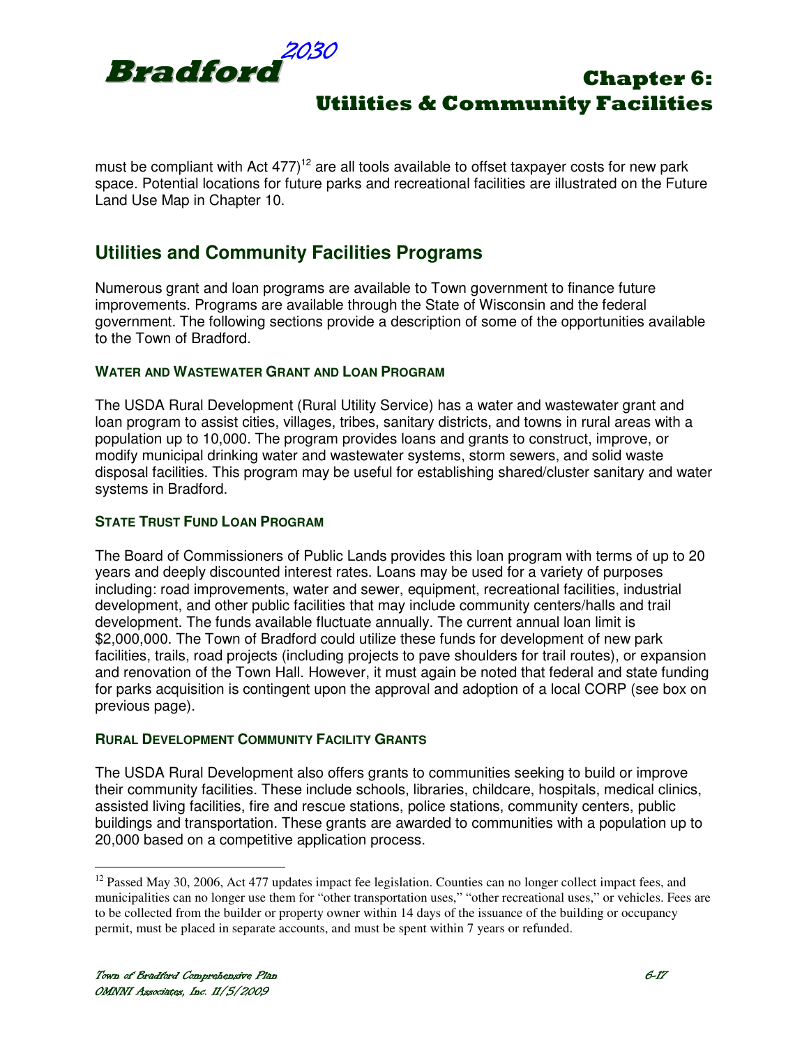must be compliant with Act 477)[12] are all tools available to offset taxpayer costs for new park space. Potential locations for future parks and recreational facilities are illustrated on the Future Land Use Map in Chapter 10.

## Utilities and Community Facilities Programs

Numerous grant and loan programs are available to Town government to finance future improvements. Programs are available through the State of Wisconsin and the federal government. The following sections provide a description of some of the opportunities available to the Town of Bradford.

#### Water and Wastewater Grant and Loan Program

The USDA Rural Development (Rural Utility Service) has a water and wastewater grant and loan program to assist cities, villages, tribes, sanitary districts, and towns in rural areas with a population up to 10,000. The program provides loans and grants to construct, improve, or modify municipal drinking water and wastewater systems, storm sewers, and solid waste disposal facilities. This program may be useful for establishing shared/cluster sanitary and water systems in Bradford.

#### State Trust Fund Loan Program

The Board of Commissioners of Public Lands provides this loan program with terms of up to 20 years and deeply discounted interest rates. Loans may be used for a variety of purposes including: road improvements, water and sewer, equipment, recreational facilities, industrial development, and other public facilities that may include community centers/halls and trail development. The funds available fluctuate annually. The current annual loan limit is $2,000,000. The Town of Bradford could utilize these funds for development of new park facilities, trails, road projects (including projects to pave shoulders for trail routes), or expansion and renovation of the Town Hall. However, it must again be noted that federal and state funding for parks acquisition is contingent upon the approval and adoption of a local CORP (see box on previous page).

#### Rural Development Community Facility Grants

The USDA Rural Development also offers grants to communities seeking to build or improve their community facilities. These include schools, libraries, childcare, hospitals, medical clinics, assisted living facilities, fire and rescue stations, police stations, community centers, public buildings and transportation. These grants are awarded to communities with a population up to 20,000 based on a competitive application process.

---

[12] Passed May 30, 2006, Act 477 updates impact fee legislation. Counties can no longer collect impact fees, and municipalities can no longer use them for "other transportation uses," "other recreational uses," or vehicles. Fees are to be collected from the builder or property owner within 14 days of the issuance of the building or occupancy permit, must be placed in separate accounts, and must be spent within 7 years or refunded.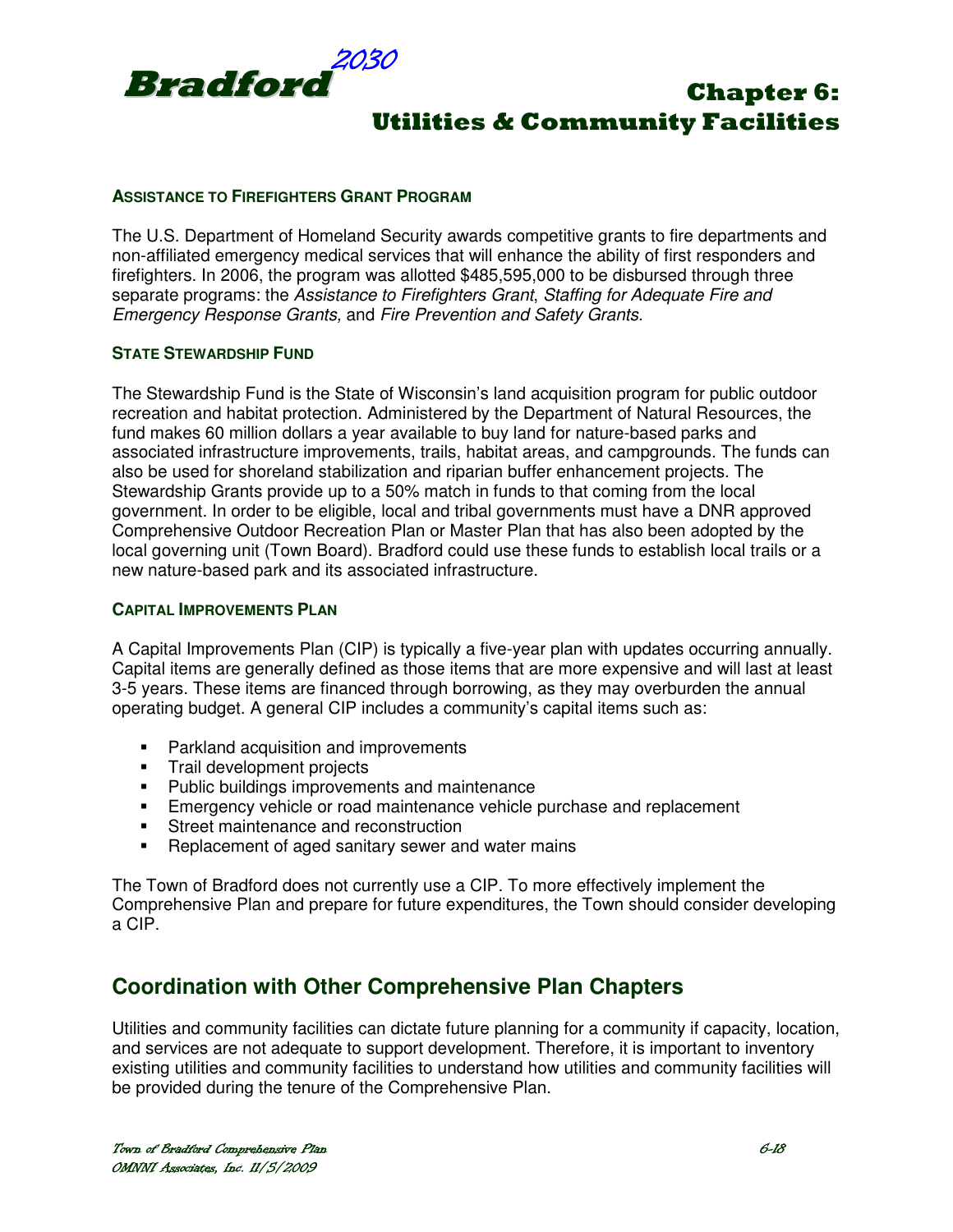### ASSISTANCE TO FIREFIGHTERS GRANT PROGRAM

The U.S. Department of Homeland Security awards competitive grants to fire departments and non-affiliated emergency medical services that will enhance the ability of first responders and firefighters. In 2006, the program was allotted $485,595,000 to be disbursed through three separate programs: the *Assistance to Firefighters Grant*, *Staffing for Adequate Fire and Emergency Response Grants,* and *Fire Prevention and Safety Grants*.

### STATE STEWARDSHIP FUND

The Stewardship Fund is the State of Wisconsin's land acquisition program for public outdoor recreation and habitat protection. Administered by the Department of Natural Resources, the fund makes 60 million dollars a year available to buy land for nature-based parks and associated infrastructure improvements, trails, habitat areas, and campgrounds. The funds can also be used for shoreland stabilization and riparian buffer enhancement projects. The Stewardship Grants provide up to a 50% match in funds to that coming from the local government. In order to be eligible, local and tribal governments must have a DNR approved Comprehensive Outdoor Recreation Plan or Master Plan that has also been adopted by the local governing unit (Town Board). Bradford could use these funds to establish local trails or a new nature-based park and its associated infrastructure.

### CAPITAL IMPROVEMENTS PLAN

A Capital Improvements Plan (CIP) is typically a five-year plan with updates occurring annually. Capital items are generally defined as those items that are more expensive and will last at least 3-5 years. These items are financed through borrowing, as they may overburden the annual operating budget. A general CIP includes a community's capital items such as:

- Parkland acquisition and improvements
- Trail development projects
- Public buildings improvements and maintenance
- Emergency vehicle or road maintenance vehicle purchase and replacement
- Street maintenance and reconstruction
- Replacement of aged sanitary sewer and water mains

The Town of Bradford does not currently use a CIP. To more effectively implement the Comprehensive Plan and prepare for future expenditures, the Town should consider developing a CIP.

## Coordination with Other Comprehensive Plan Chapters

Utilities and community facilities can dictate future planning for a community if capacity, location, and services are not adequate to support development. Therefore, it is important to inventory existing utilities and community facilities to understand how utilities and community facilities will be provided during the tenure of the Comprehensive Plan.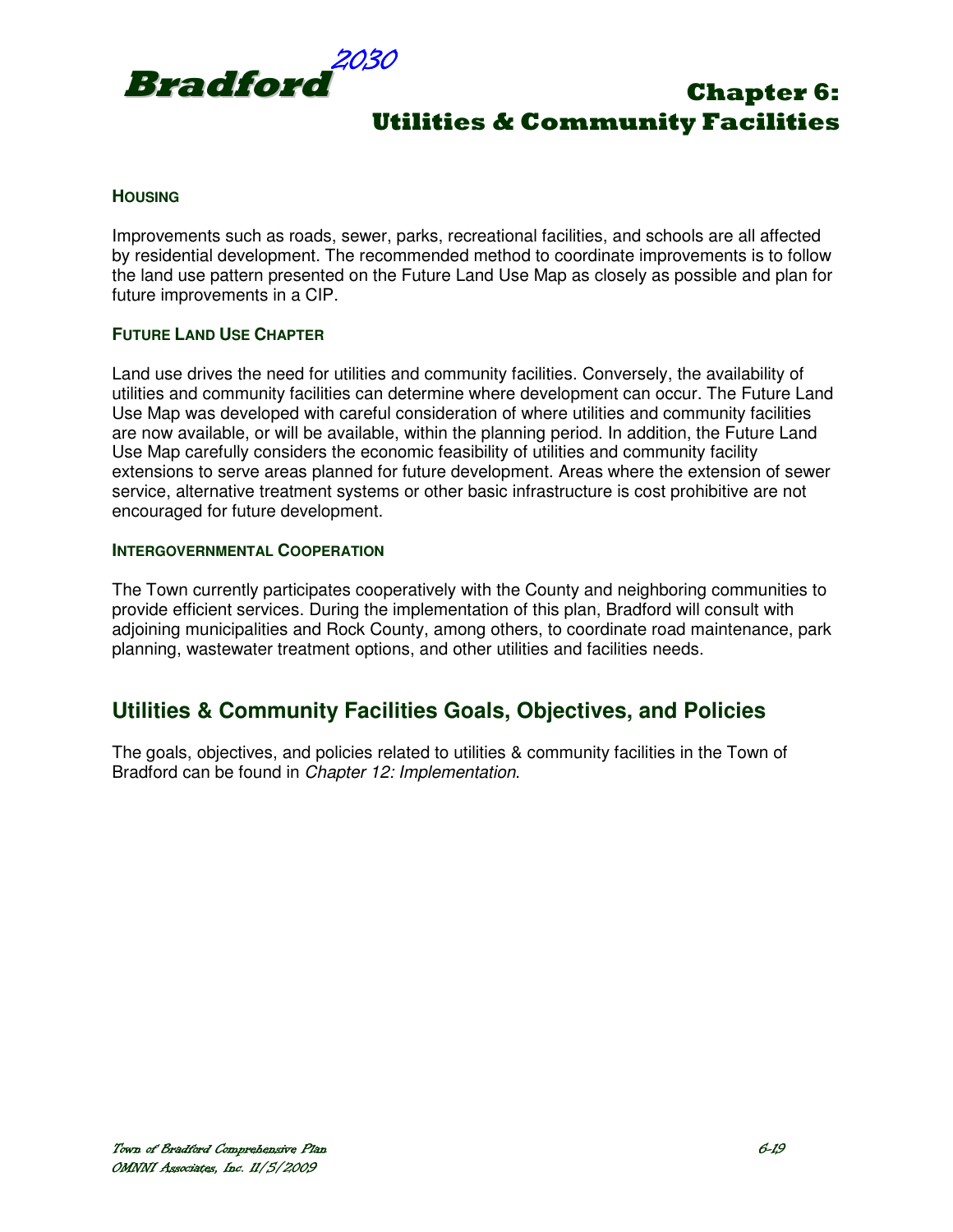#### Housing

Improvements such as roads, sewer, parks, recreational facilities, and schools are all affected by residential development. The recommended method to coordinate improvements is to follow the land use pattern presented on the Future Land Use Map as closely as possible and plan for future improvements in a CIP.

#### Future Land Use Chapter

Land use drives the need for utilities and community facilities. Conversely, the availability of utilities and community facilities can determine where development can occur. The Future Land Use Map was developed with careful consideration of where utilities and community facilities are now available, or will be available, within the planning period. In addition, the Future Land Use Map carefully considers the economic feasibility of utilities and community facility extensions to serve areas planned for future development. Areas where the extension of sewer service, alternative treatment systems or other basic infrastructure is cost prohibitive are not encouraged for future development.

#### Intergovernmental Cooperation

The Town currently participates cooperatively with the County and neighboring communities to provide efficient services. During the implementation of this plan, Bradford will consult with adjoining municipalities and Rock County, among others, to coordinate road maintenance, park planning, wastewater treatment options, and other utilities and facilities needs.

## Utilities & Community Facilities Goals, Objectives, and Policies

The goals, objectives, and policies related to utilities & community facilities in the Town of Bradford can be found in *Chapter 12: Implementation*.